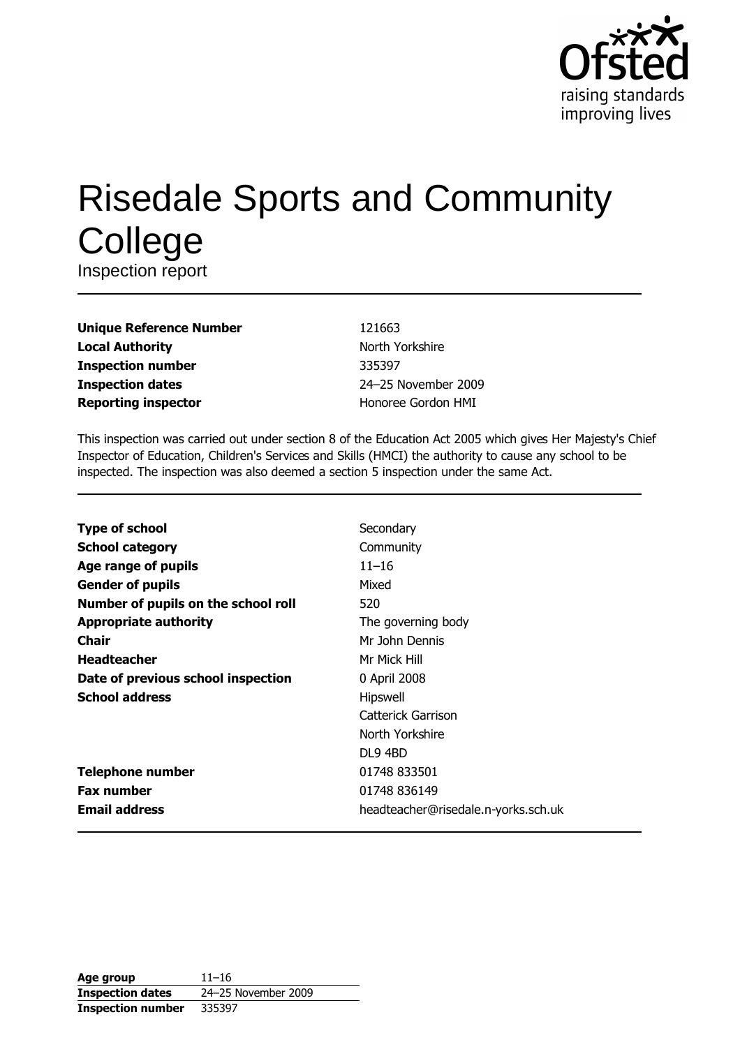Ofsted
raising standards
improving lives

# Risedale Sports and Community College

Inspection report

| | |
|---|---|
| **Unique Reference Number** | 121663 |
| **Local Authority** | North Yorkshire |
| **Inspection number** | 335397 |
| **Inspection dates** | 24–25 November 2009 |
| **Reporting inspector** | Honoree Gordon HMI |

This inspection was carried out under section 8 of the Education Act 2005 which gives Her Majesty's Chief Inspector of Education, Children's Services and Skills (HMCI) the authority to cause any school to be inspected. The inspection was also deemed a section 5 inspection under the same Act.

| | |
|---|---|
| **Type of school** | Secondary |
| **School category** | Community |
| **Age range of pupils** | 11–16 |
| **Gender of pupils** | Mixed |
| **Number of pupils on the school roll** | 520 |
| **Appropriate authority** | The governing body |
| **Chair** | Mr John Dennis |
| **Headteacher** | Mr Mick Hill |
| **Date of previous school inspection** | 0 April 2008 |
| **School address** | Hipswell<br>Catterick Garrison<br>North Yorkshire<br>DL9 4BD |
| **Telephone number** | 01748 833501 |
| **Fax number** | 01748 836149 |
| **Email address** | headteacher@risedale.n-yorks.sch.uk |

| | |
|---|---|
| **Age group** | 11–16 |
| **Inspection dates** | 24–25 November 2009 |
| **Inspection number** | 335397 |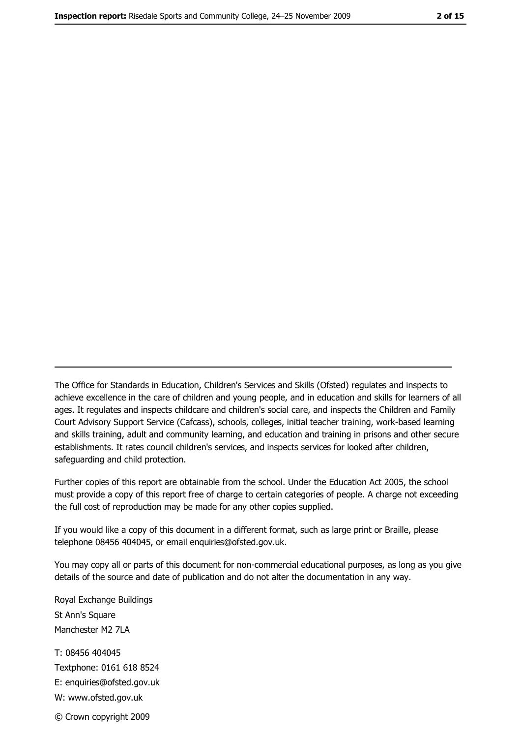The Office for Standards in Education, Children's Services and Skills (Ofsted) regulates and inspects to achieve excellence in the care of children and young people, and in education and skills for learners of all ages. It regulates and inspects childcare and children's social care, and inspects the Children and Family Court Advisory Support Service (Cafcass), schools, colleges, initial teacher training, work-based learning and skills training, adult and community learning, and education and training in prisons and other secure establishments. It rates council children's services, and inspects services for looked after children, safeguarding and child protection.

Further copies of this report are obtainable from the school. Under the Education Act 2005, the school must provide a copy of this report free of charge to certain categories of people. A charge not exceeding the full cost of reproduction may be made for any other copies supplied.

If you would like a copy of this document in a different format, such as large print or Braille, please telephone 08456 404045, or email enquiries@ofsted.gov.uk.

You may copy all or parts of this document for non-commercial educational purposes, as long as you give details of the source and date of publication and do not alter the documentation in any way.

Royal Exchange Buildings
St Ann's Square
Manchester M2 7LA

T: 08456 404045
Textphone: 0161 618 8524
E: enquiries@ofsted.gov.uk
W: www.ofsted.gov.uk

© Crown copyright 2009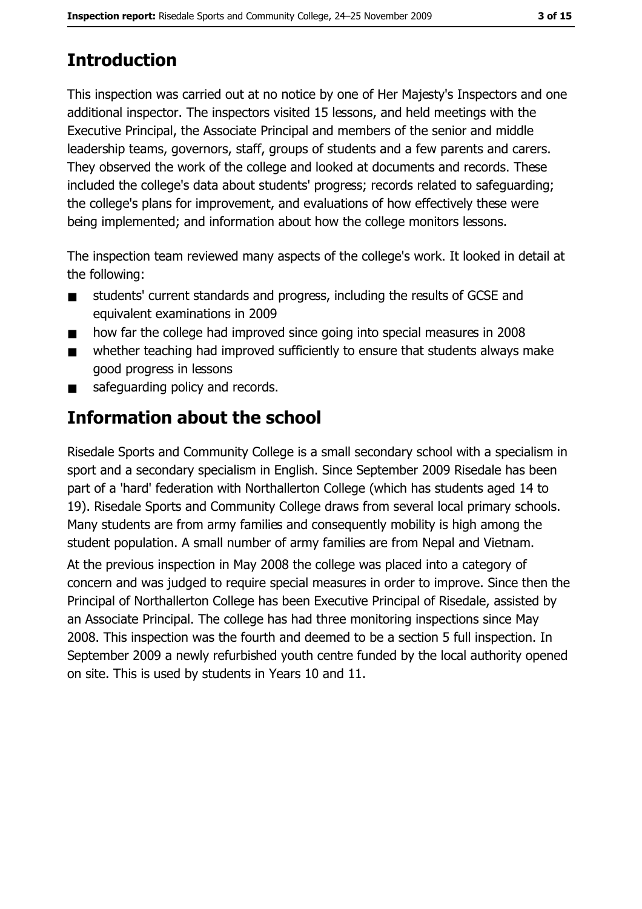## Introduction

This inspection was carried out at no notice by one of Her Majesty's Inspectors and one additional inspector. The inspectors visited 15 lessons, and held meetings with the Executive Principal, the Associate Principal and members of the senior and middle leadership teams, governors, staff, groups of students and a few parents and carers. They observed the work of the college and looked at documents and records. These included the college's data about students' progress; records related to safeguarding; the college's plans for improvement, and evaluations of how effectively these were being implemented; and information about how the college monitors lessons.

The inspection team reviewed many aspects of the college's work. It looked in detail at the following:

- students' current standards and progress, including the results of GCSE and equivalent examinations in 2009
- how far the college had improved since going into special measures in 2008
- whether teaching had improved sufficiently to ensure that students always make good progress in lessons
- safeguarding policy and records.

## Information about the school

Risedale Sports and Community College is a small secondary school with a specialism in sport and a secondary specialism in English. Since September 2009 Risedale has been part of a 'hard' federation with Northallerton College (which has students aged 14 to 19). Risedale Sports and Community College draws from several local primary schools. Many students are from army families and consequently mobility is high among the student population. A small number of army families are from Nepal and Vietnam.

At the previous inspection in May 2008 the college was placed into a category of concern and was judged to require special measures in order to improve. Since then the Principal of Northallerton College has been Executive Principal of Risedale, assisted by an Associate Principal. The college has had three monitoring inspections since May 2008. This inspection was the fourth and deemed to be a section 5 full inspection. In September 2009 a newly refurbished youth centre funded by the local authority opened on site. This is used by students in Years 10 and 11.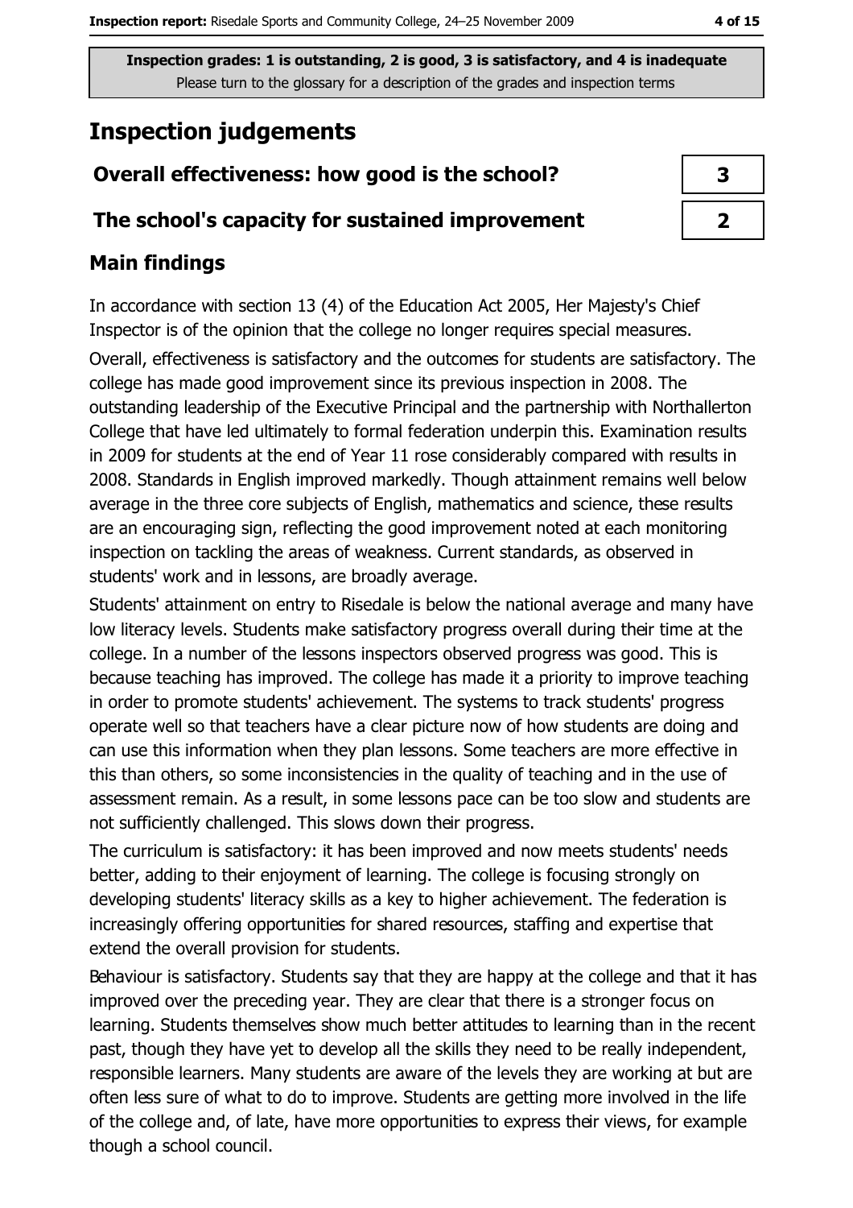Inspection grades: 1 is outstanding, 2 is good, 3 is satisfactory, and 4 is inadequate
Please turn to the glossary for a description of the grades and inspection terms

# Inspection judgements

| | |
|---|---|
| **Overall effectiveness: how good is the school?** | **3** |
| **The school's capacity for sustained improvement** | **2** |

## Main findings

In accordance with section 13 (4) of the Education Act 2005, Her Majesty's Chief Inspector is of the opinion that the college no longer requires special measures.

Overall, effectiveness is satisfactory and the outcomes for students are satisfactory. The college has made good improvement since its previous inspection in 2008. The outstanding leadership of the Executive Principal and the partnership with Northallerton College that have led ultimately to formal federation underpin this. Examination results in 2009 for students at the end of Year 11 rose considerably compared with results in 2008. Standards in English improved markedly. Though attainment remains well below average in the three core subjects of English, mathematics and science, these results are an encouraging sign, reflecting the good improvement noted at each monitoring inspection on tackling the areas of weakness. Current standards, as observed in students' work and in lessons, are broadly average.

Students' attainment on entry to Risedale is below the national average and many have low literacy levels. Students make satisfactory progress overall during their time at the college. In a number of the lessons inspectors observed progress was good. This is because teaching has improved. The college has made it a priority to improve teaching in order to promote students' achievement. The systems to track students' progress operate well so that teachers have a clear picture now of how students are doing and can use this information when they plan lessons. Some teachers are more effective in this than others, so some inconsistencies in the quality of teaching and in the use of assessment remain. As a result, in some lessons pace can be too slow and students are not sufficiently challenged. This slows down their progress.

The curriculum is satisfactory: it has been improved and now meets students' needs better, adding to their enjoyment of learning. The college is focusing strongly on developing students' literacy skills as a key to higher achievement. The federation is increasingly offering opportunities for shared resources, staffing and expertise that extend the overall provision for students.

Behaviour is satisfactory. Students say that they are happy at the college and that it has improved over the preceding year. They are clear that there is a stronger focus on learning. Students themselves show much better attitudes to learning than in the recent past, though they have yet to develop all the skills they need to be really independent, responsible learners. Many students are aware of the levels they are working at but are often less sure of what to do to improve. Students are getting more involved in the life of the college and, of late, have more opportunities to express their views, for example though a school council.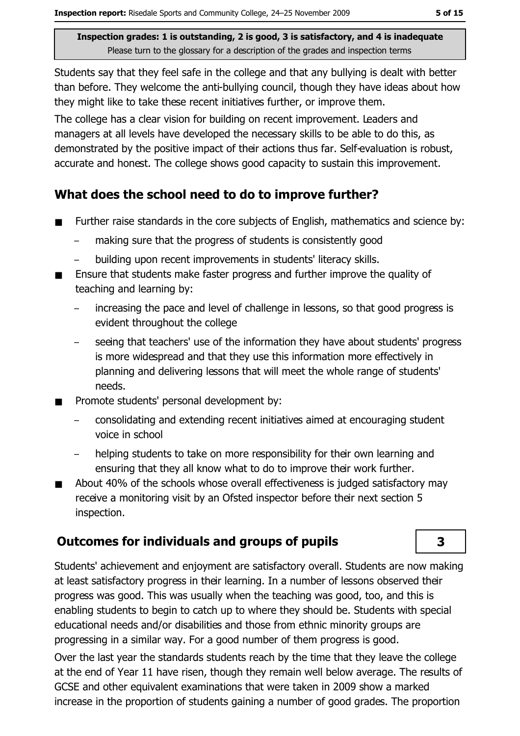Inspection grades: 1 is outstanding, 2 is good, 3 is satisfactory, and 4 is inadequate
Please turn to the glossary for a description of the grades and inspection terms

Students say that they feel safe in the college and that any bullying is dealt with better than before. They welcome the anti-bullying council, though they have ideas about how they might like to take these recent initiatives further, or improve them.

The college has a clear vision for building on recent improvement. Leaders and managers at all levels have developed the necessary skills to be able to do this, as demonstrated by the positive impact of their actions thus far. Self-evaluation is robust, accurate and honest. The college shows good capacity to sustain this improvement.

## What does the school need to do to improve further?

- Further raise standards in the core subjects of English, mathematics and science by:
  - making sure that the progress of students is consistently good
  - building upon recent improvements in students' literacy skills.
- Ensure that students make faster progress and further improve the quality of teaching and learning by:
  - increasing the pace and level of challenge in lessons, so that good progress is evident throughout the college
  - seeing that teachers' use of the information they have about students' progress is more widespread and that they use this information more effectively in planning and delivering lessons that will meet the whole range of students' needs.
- Promote students' personal development by:
  - consolidating and extending recent initiatives aimed at encouraging student voice in school
  - helping students to take on more responsibility for their own learning and ensuring that they all know what to do to improve their work further.
- About 40% of the schools whose overall effectiveness is judged satisfactory may receive a monitoring visit by an Ofsted inspector before their next section 5 inspection.

## Outcomes for individuals and groups of pupils

**3**

Students' achievement and enjoyment are satisfactory overall. Students are now making at least satisfactory progress in their learning. In a number of lessons observed their progress was good. This was usually when the teaching was good, too, and this is enabling students to begin to catch up to where they should be. Students with special educational needs and/or disabilities and those from ethnic minority groups are progressing in a similar way. For a good number of them progress is good.

Over the last year the standards students reach by the time that they leave the college at the end of Year 11 have risen, though they remain well below average. The results of GCSE and other equivalent examinations that were taken in 2009 show a marked increase in the proportion of students gaining a number of good grades. The proportion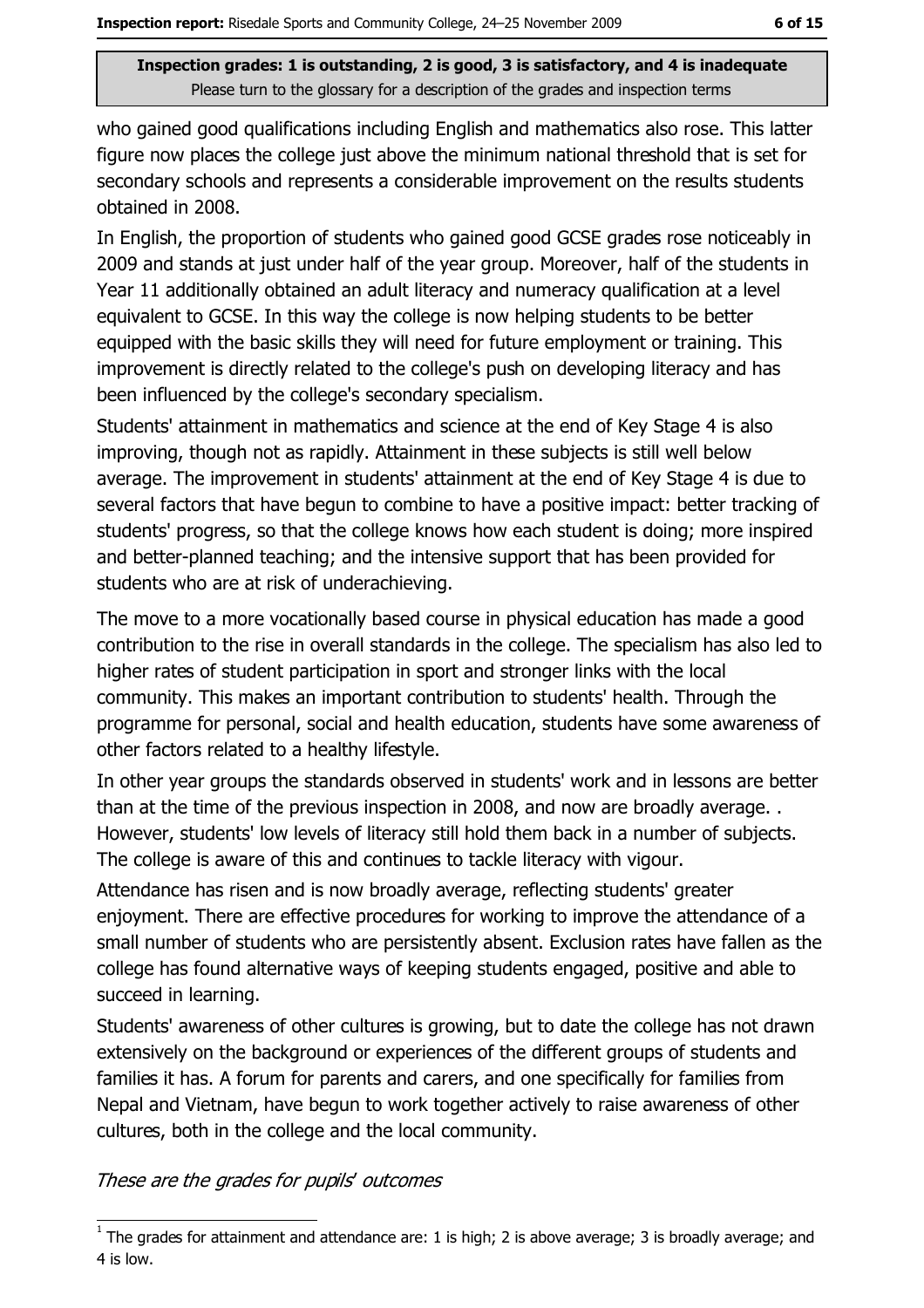who gained good qualifications including English and mathematics also rose. This latter figure now places the college just above the minimum national threshold that is set for secondary schools and represents a considerable improvement on the results students obtained in 2008.

In English, the proportion of students who gained good GCSE grades rose noticeably in 2009 and stands at just under half of the year group. Moreover, half of the students in Year 11 additionally obtained an adult literacy and numeracy qualification at a level equivalent to GCSE. In this way the college is now helping students to be better equipped with the basic skills they will need for future employment or training. This improvement is directly related to the college's push on developing literacy and has been influenced by the college's secondary specialism.

Students' attainment in mathematics and science at the end of Key Stage 4 is also improving, though not as rapidly. Attainment in these subjects is still well below average. The improvement in students' attainment at the end of Key Stage 4 is due to several factors that have begun to combine to have a positive impact: better tracking of students' progress, so that the college knows how each student is doing; more inspired and better-planned teaching; and the intensive support that has been provided for students who are at risk of underachieving.

The move to a more vocationally based course in physical education has made a good contribution to the rise in overall standards in the college. The specialism has also led to higher rates of student participation in sport and stronger links with the local community. This makes an important contribution to students' health. Through the programme for personal, social and health education, students have some awareness of other factors related to a healthy lifestyle.

In other year groups the standards observed in students' work and in lessons are better than at the time of the previous inspection in 2008, and now are broadly average. . However, students' low levels of literacy still hold them back in a number of subjects. The college is aware of this and continues to tackle literacy with vigour.

Attendance has risen and is now broadly average, reflecting students' greater enjoyment. There are effective procedures for working to improve the attendance of a small number of students who are persistently absent. Exclusion rates have fallen as the college has found alternative ways of keeping students engaged, positive and able to succeed in learning.

Students' awareness of other cultures is growing, but to date the college has not drawn extensively on the background or experiences of the different groups of students and families it has. A forum for parents and carers, and one specifically for families from Nepal and Vietnam, have begun to work together actively to raise awareness of other cultures, both in the college and the local community.

*These are the grades for pupils' outcomes*

[1] The grades for attainment and attendance are: 1 is high; 2 is above average; 3 is broadly average; and 4 is low.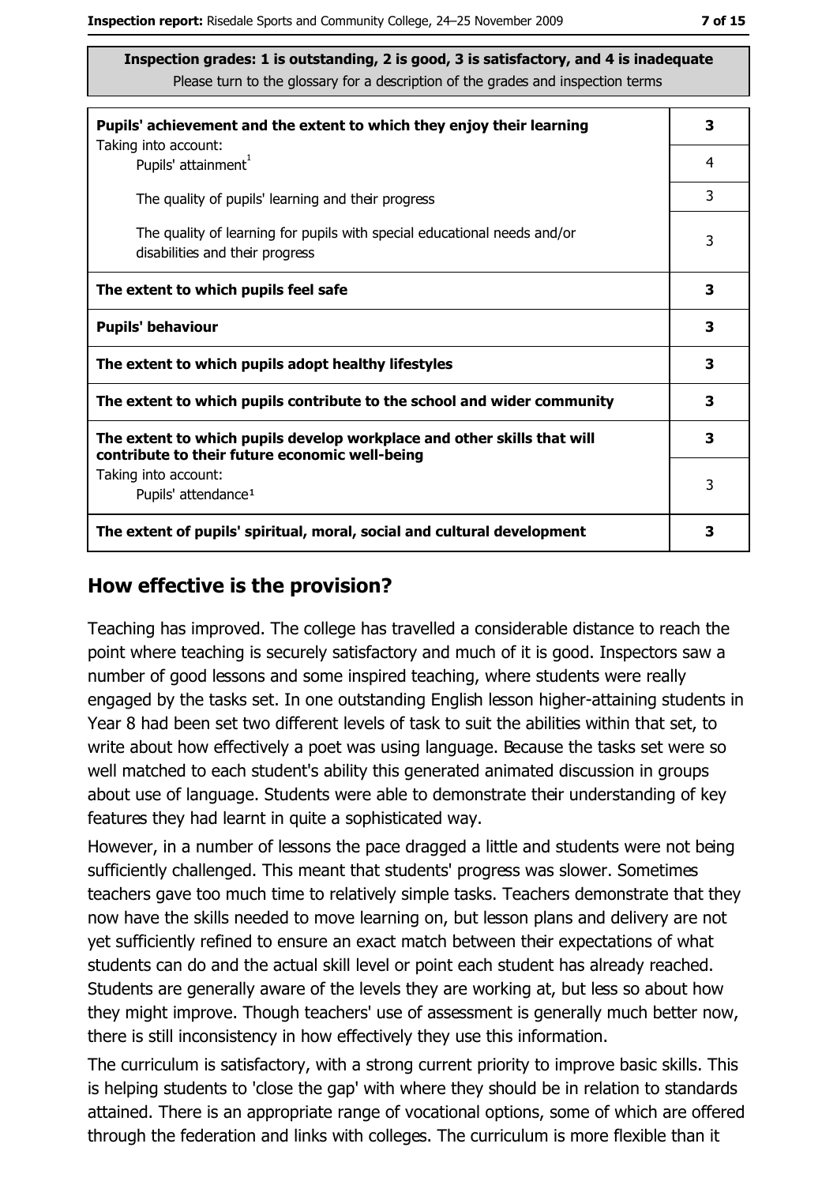**Inspection grades: 1 is outstanding, 2 is good, 3 is satisfactory, and 4 is inadequate**
Please turn to the glossary for a description of the grades and inspection terms

| | |
|---|---|
| **Pupils' achievement and the extent to which they enjoy their learning** | **3** |
| Taking into account: Pupils' attainment[1] | 4 |
| The quality of pupils' learning and their progress | 3 |
| The quality of learning for pupils with special educational needs and/or disabilities and their progress | 3 |
| **The extent to which pupils feel safe** | **3** |
| **Pupils' behaviour** | **3** |
| **The extent to which pupils adopt healthy lifestyles** | **3** |
| **The extent to which pupils contribute to the school and wider community** | **3** |
| **The extent to which pupils develop workplace and other skills that will contribute to their future economic well-being** | **3** |
| Taking into account: Pupils' attendance[1] | 3 |
| **The extent of pupils' spiritual, moral, social and cultural development** | **3** |

## How effective is the provision?

Teaching has improved. The college has travelled a considerable distance to reach the point where teaching is securely satisfactory and much of it is good. Inspectors saw a number of good lessons and some inspired teaching, where students were really engaged by the tasks set. In one outstanding English lesson higher-attaining students in Year 8 had been set two different levels of task to suit the abilities within that set, to write about how effectively a poet was using language. Because the tasks set were so well matched to each student's ability this generated animated discussion in groups about use of language. Students were able to demonstrate their understanding of key features they had learnt in quite a sophisticated way.

However, in a number of lessons the pace dragged a little and students were not being sufficiently challenged. This meant that students' progress was slower. Sometimes teachers gave too much time to relatively simple tasks. Teachers demonstrate that they now have the skills needed to move learning on, but lesson plans and delivery are not yet sufficiently refined to ensure an exact match between their expectations of what students can do and the actual skill level or point each student has already reached. Students are generally aware of the levels they are working at, but less so about how they might improve. Though teachers' use of assessment is generally much better now, there is still inconsistency in how effectively they use this information.

The curriculum is satisfactory, with a strong current priority to improve basic skills. This is helping students to 'close the gap' with where they should be in relation to standards attained. There is an appropriate range of vocational options, some of which are offered through the federation and links with colleges. The curriculum is more flexible than it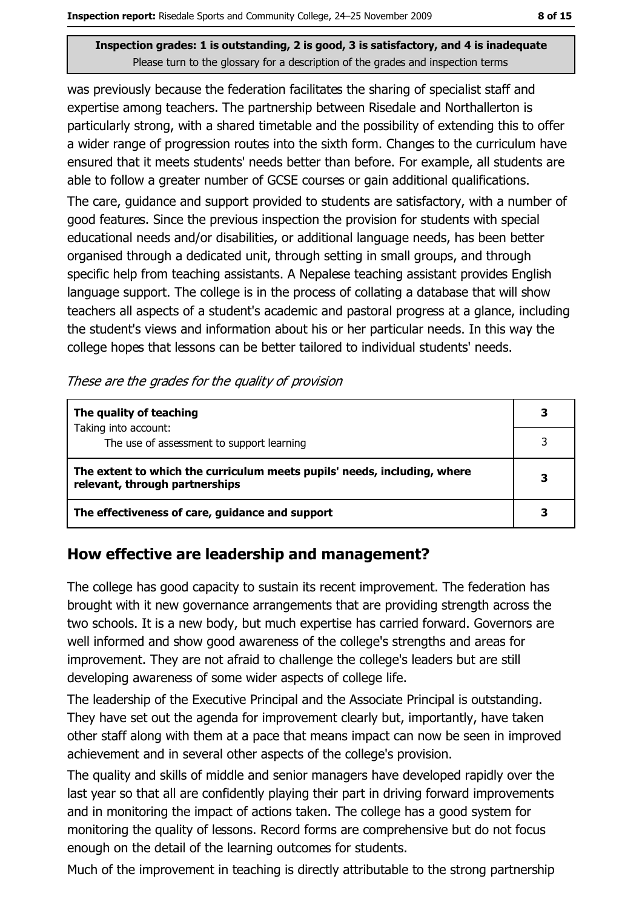was previously because the federation facilitates the sharing of specialist staff and expertise among teachers. The partnership between Risedale and Northallerton is particularly strong, with a shared timetable and the possibility of extending this to offer a wider range of progression routes into the sixth form. Changes to the curriculum have ensured that it meets students' needs better than before. For example, all students are able to follow a greater number of GCSE courses or gain additional qualifications.

The care, guidance and support provided to students are satisfactory, with a number of good features. Since the previous inspection the provision for students with special educational needs and/or disabilities, or additional language needs, has been better organised through a dedicated unit, through setting in small groups, and through specific help from teaching assistants. A Nepalese teaching assistant provides English language support. The college is in the process of collating a database that will show teachers all aspects of a student's academic and pastoral progress at a glance, including the student's views and information about his or her particular needs. In this way the college hopes that lessons can be better tailored to individual students' needs.

*These are the grades for the quality of provision*

| | |
|---|---|
| **The quality of teaching**<br>Taking into account: | **3** |
| The use of assessment to support learning | 3 |
| **The extent to which the curriculum meets pupils' needs, including, where relevant, through partnerships** | **3** |
| **The effectiveness of care, guidance and support** | **3** |

## How effective are leadership and management?

The college has good capacity to sustain its recent improvement. The federation has brought with it new governance arrangements that are providing strength across the two schools. It is a new body, but much expertise has carried forward. Governors are well informed and show good awareness of the college's strengths and areas for improvement. They are not afraid to challenge the college's leaders but are still developing awareness of some wider aspects of college life.

The leadership of the Executive Principal and the Associate Principal is outstanding. They have set out the agenda for improvement clearly but, importantly, have taken other staff along with them at a pace that means impact can now be seen in improved achievement and in several other aspects of the college's provision.

The quality and skills of middle and senior managers have developed rapidly over the last year so that all are confidently playing their part in driving forward improvements and in monitoring the impact of actions taken. The college has a good system for monitoring the quality of lessons. Record forms are comprehensive but do not focus enough on the detail of the learning outcomes for students.

Much of the improvement in teaching is directly attributable to the strong partnership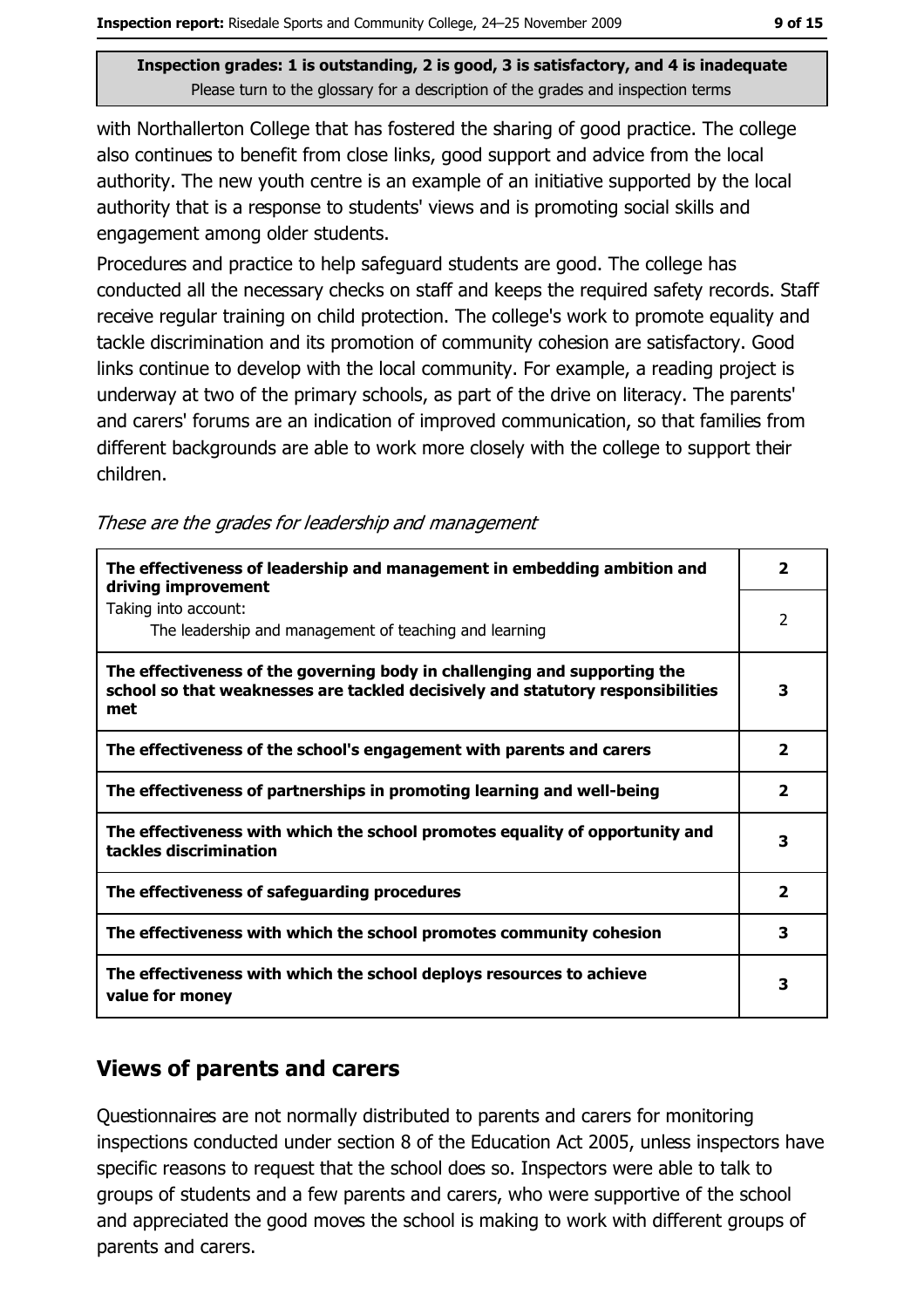Inspection grades: 1 is outstanding, 2 is good, 3 is satisfactory, and 4 is inadequate
Please turn to the glossary for a description of the grades and inspection terms

with Northallerton College that has fostered the sharing of good practice. The college also continues to benefit from close links, good support and advice from the local authority. The new youth centre is an example of an initiative supported by the local authority that is a response to students' views and is promoting social skills and engagement among older students.

Procedures and practice to help safeguard students are good. The college has conducted all the necessary checks on staff and keeps the required safety records. Staff receive regular training on child protection. The college's work to promote equality and tackle discrimination and its promotion of community cohesion are satisfactory. Good links continue to develop with the local community. For example, a reading project is underway at two of the primary schools, as part of the drive on literacy. The parents' and carers' forums are an indication of improved communication, so that families from different backgrounds are able to work more closely with the college to support their children.

*These are the grades for leadership and management*

| | |
|---|---|
| **The effectiveness of leadership and management in embedding ambition and driving improvement** | **2** |
| Taking into account: The leadership and management of teaching and learning | 2 |
| **The effectiveness of the governing body in challenging and supporting the school so that weaknesses are tackled decisively and statutory responsibilities met** | **3** |
| **The effectiveness of the school's engagement with parents and carers** | **2** |
| **The effectiveness of partnerships in promoting learning and well-being** | **2** |
| **The effectiveness with which the school promotes equality of opportunity and tackles discrimination** | **3** |
| **The effectiveness of safeguarding procedures** | **2** |
| **The effectiveness with which the school promotes community cohesion** | **3** |
| **The effectiveness with which the school deploys resources to achieve value for money** | **3** |

## Views of parents and carers

Questionnaires are not normally distributed to parents and carers for monitoring inspections conducted under section 8 of the Education Act 2005, unless inspectors have specific reasons to request that the school does so. Inspectors were able to talk to groups of students and a few parents and carers, who were supportive of the school and appreciated the good moves the school is making to work with different groups of parents and carers.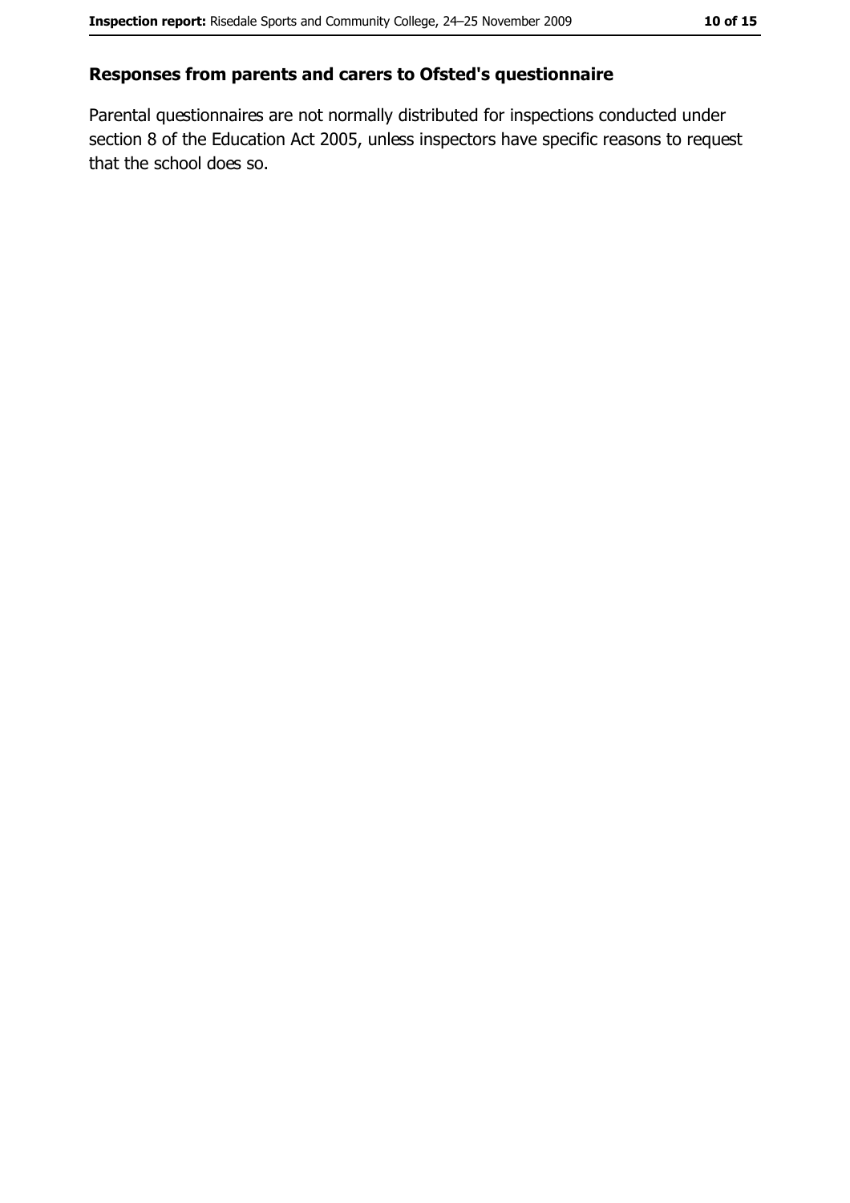## Responses from parents and carers to Ofsted's questionnaire

Parental questionnaires are not normally distributed for inspections conducted under section 8 of the Education Act 2005, unless inspectors have specific reasons to request that the school does so.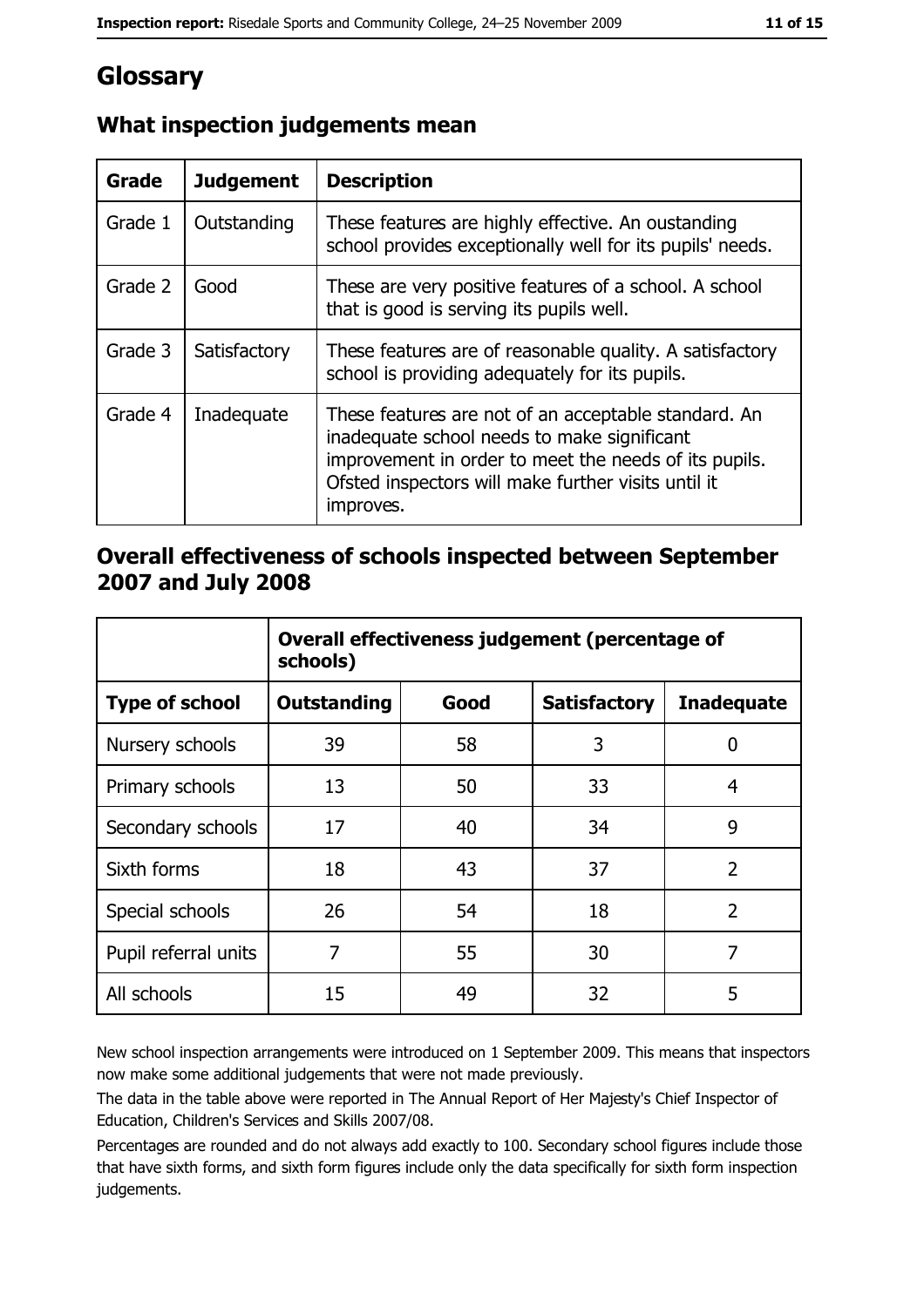# Glossary

## What inspection judgements mean

| Grade | Judgement | Description |
|---|---|---|
| Grade 1 | Outstanding | These features are highly effective. An oustanding school provides exceptionally well for its pupils' needs. |
| Grade 2 | Good | These are very positive features of a school. A school that is good is serving its pupils well. |
| Grade 3 | Satisfactory | These features are of reasonable quality. A satisfactory school is providing adequately for its pupils. |
| Grade 4 | Inadequate | These features are not of an acceptable standard. An inadequate school needs to make significant improvement in order to meet the needs of its pupils. Ofsted inspectors will make further visits until it improves. |

## Overall effectiveness of schools inspected between September 2007 and July 2008

| | Overall effectiveness judgement (percentage of schools) | | | |
|---|---|---|---|---|
| **Type of school** | **Outstanding** | **Good** | **Satisfactory** | **Inadequate** |
| Nursery schools | 39 | 58 | 3 | 0 |
| Primary schools | 13 | 50 | 33 | 4 |
| Secondary schools | 17 | 40 | 34 | 9 |
| Sixth forms | 18 | 43 | 37 | 2 |
| Special schools | 26 | 54 | 18 | 2 |
| Pupil referral units | 7 | 55 | 30 | 7 |
| All schools | 15 | 49 | 32 | 5 |

New school inspection arrangements were introduced on 1 September 2009. This means that inspectors now make some additional judgements that were not made previously.

The data in the table above were reported in The Annual Report of Her Majesty's Chief Inspector of Education, Children's Services and Skills 2007/08.

Percentages are rounded and do not always add exactly to 100. Secondary school figures include those that have sixth forms, and sixth form figures include only the data specifically for sixth form inspection judgements.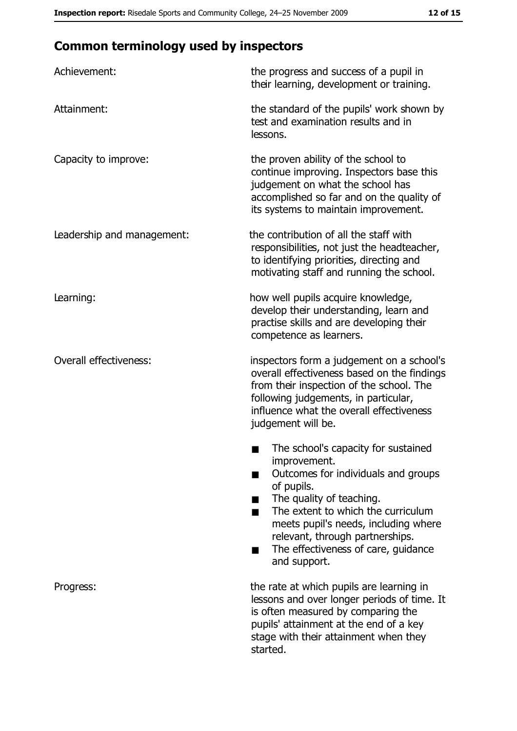## Common terminology used by inspectors

| | |
|---|---|
| Achievement: | the progress and success of a pupil in their learning, development or training. |
| Attainment: | the standard of the pupils' work shown by test and examination results and in lessons. |
| Capacity to improve: | the proven ability of the school to continue improving. Inspectors base this judgement on what the school has accomplished so far and on the quality of its systems to maintain improvement. |
| Leadership and management: | the contribution of all the staff with responsibilities, not just the headteacher, to identifying priorities, directing and motivating staff and running the school. |
| Learning: | how well pupils acquire knowledge, develop their understanding, learn and practise skills and are developing their competence as learners. |
| Overall effectiveness: | inspectors form a judgement on a school's overall effectiveness based on the findings from their inspection of the school. The following judgements, in particular, influence what the overall effectiveness judgement will be. ■ The school's capacity for sustained improvement. ■ Outcomes for individuals and groups of pupils. ■ The quality of teaching. ■ The extent to which the curriculum meets pupil's needs, including where relevant, through partnerships. ■ The effectiveness of care, guidance and support. |
| Progress: | the rate at which pupils are learning in lessons and over longer periods of time. It is often measured by comparing the pupils' attainment at the end of a key stage with their attainment when they started. |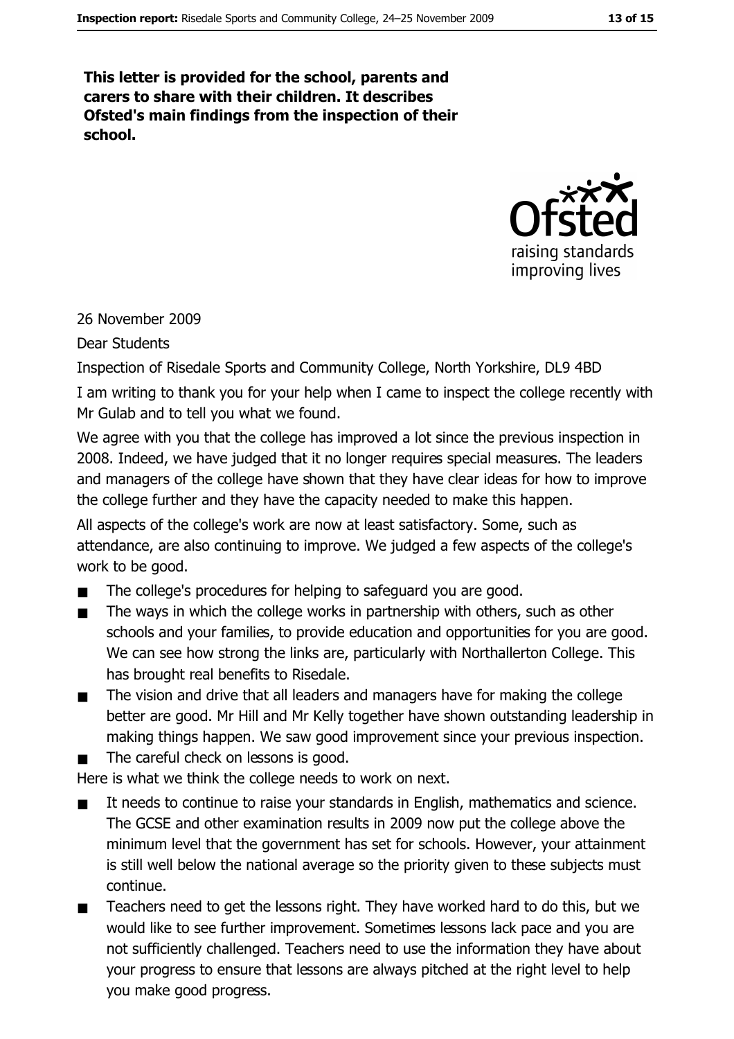**This letter is provided for the school, parents and carers to share with their children. It describes Ofsted's main findings from the inspection of their school.**

26 November 2009

Dear Students

Inspection of Risedale Sports and Community College, North Yorkshire, DL9 4BD

I am writing to thank you for your help when I came to inspect the college recently with Mr Gulab and to tell you what we found.

We agree with you that the college has improved a lot since the previous inspection in 2008. Indeed, we have judged that it no longer requires special measures. The leaders and managers of the college have shown that they have clear ideas for how to improve the college further and they have the capacity needed to make this happen.

All aspects of the college's work are now at least satisfactory. Some, such as attendance, are also continuing to improve. We judged a few aspects of the college's work to be good.

- The college's procedures for helping to safeguard you are good.
- The ways in which the college works in partnership with others, such as other schools and your families, to provide education and opportunities for you are good. We can see how strong the links are, particularly with Northallerton College. This has brought real benefits to Risedale.
- The vision and drive that all leaders and managers have for making the college better are good. Mr Hill and Mr Kelly together have shown outstanding leadership in making things happen. We saw good improvement since your previous inspection.
- The careful check on lessons is good.

Here is what we think the college needs to work on next.

- It needs to continue to raise your standards in English, mathematics and science. The GCSE and other examination results in 2009 now put the college above the minimum level that the government has set for schools. However, your attainment is still well below the national average so the priority given to these subjects must continue.
- Teachers need to get the lessons right. They have worked hard to do this, but we would like to see further improvement. Sometimes lessons lack pace and you are not sufficiently challenged. Teachers need to use the information they have about your progress to ensure that lessons are always pitched at the right level to help you make good progress.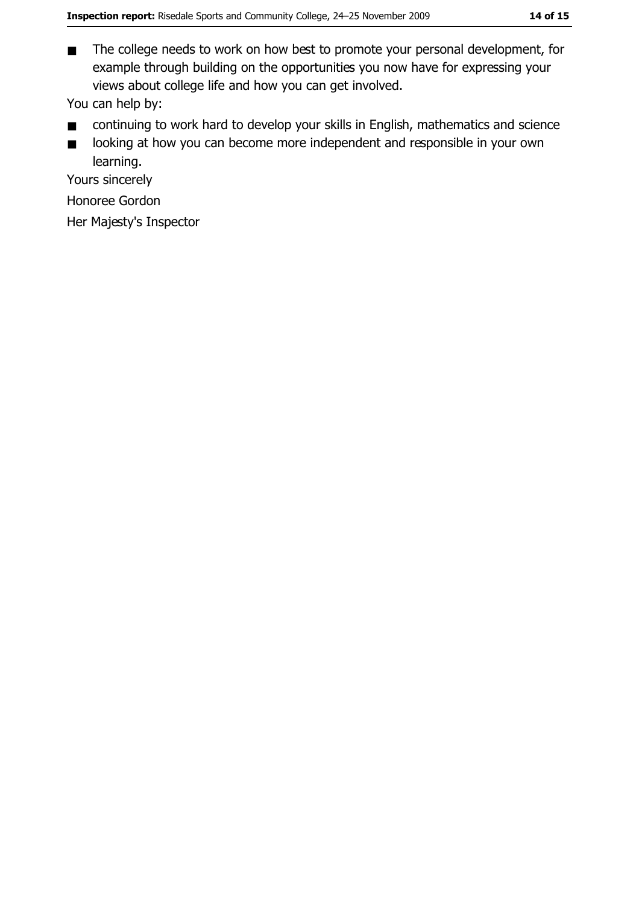- The college needs to work on how best to promote your personal development, for example through building on the opportunities you now have for expressing your views about college life and how you can get involved.

You can help by:

- continuing to work hard to develop your skills in English, mathematics and science
- looking at how you can become more independent and responsible in your own learning.

Yours sincerely

Honoree Gordon

Her Majesty's Inspector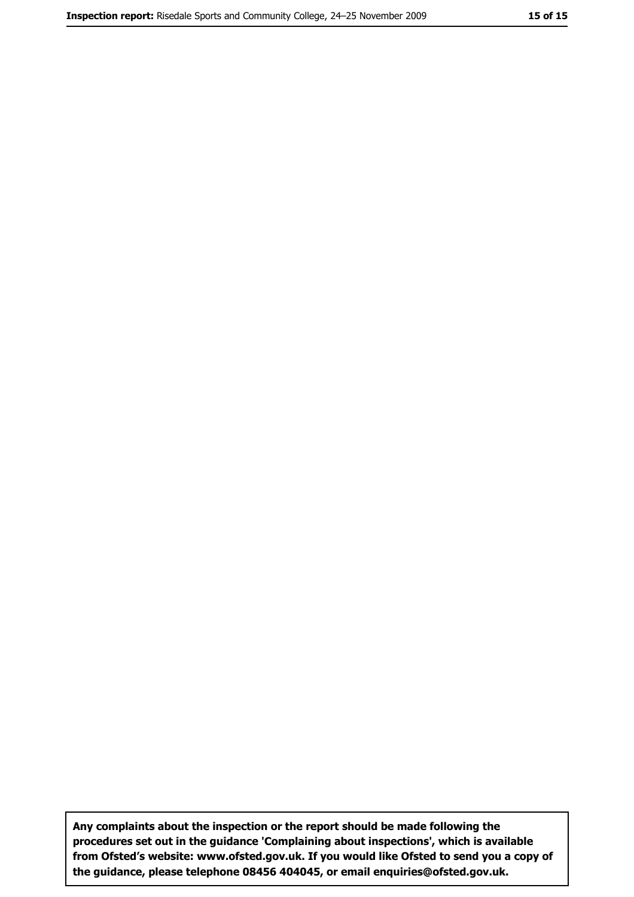**Any complaints about the inspection or the report should be made following the procedures set out in the guidance 'Complaining about inspections', which is available from Ofsted's website: www.ofsted.gov.uk. If you would like Ofsted to send you a copy of the guidance, please telephone 08456 404045, or email enquiries@ofsted.gov.uk.**